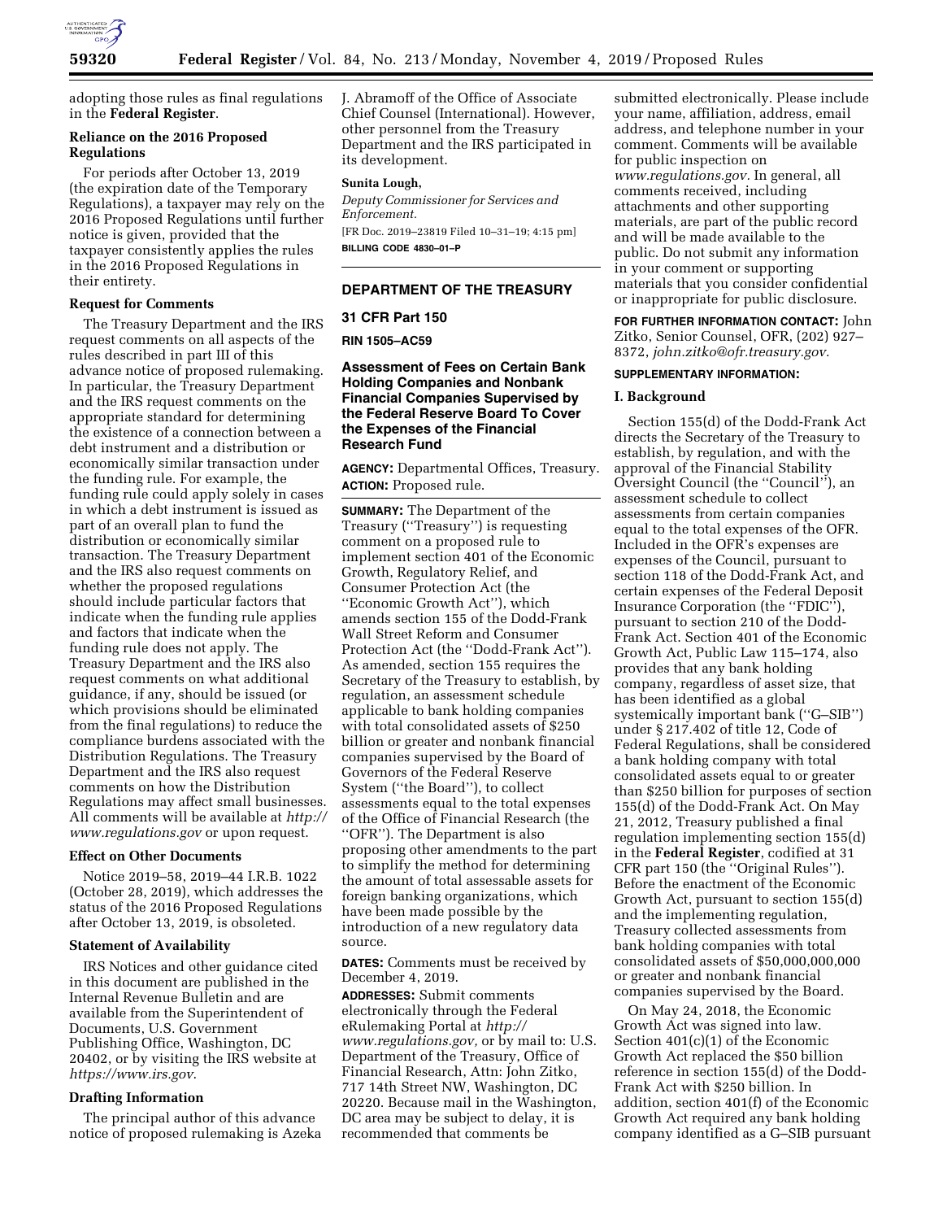adopting those rules as final regulations in the **Federal Register**.

**Reliance on the 2016 Proposed Regulations**

For periods after October 13, 2019 (the expiration date of the Temporary Regulations), a taxpayer may rely on the 2016 Proposed Regulations until further notice is given, provided that the taxpayer consistently applies the rules in the 2016 Proposed Regulations in their entirety.

**Request for Comments**

The Treasury Department and the IRS request comments on all aspects of the rules described in part III of this advance notice of proposed rulemaking. In particular, the Treasury Department and the IRS request comments on the appropriate standard for determining the existence of a connection between a debt instrument and a distribution or economically similar transaction under the funding rule. For example, the funding rule could apply solely in cases in which a debt instrument is issued as part of an overall plan to fund the distribution or economically similar transaction. The Treasury Department and the IRS also request comments on whether the proposed regulations should include particular factors that indicate when the funding rule applies and factors that indicate when the funding rule does not apply. The Treasury Department and the IRS also request comments on what additional guidance, if any, should be issued (or which provisions should be eliminated from the final regulations) to reduce the compliance burdens associated with the Distribution Regulations. The Treasury Department and the IRS also request comments on how the Distribution Regulations may affect small businesses. All comments will be available at *http://www.regulations.gov* or upon request.

**Effect on Other Documents**

Notice 2019–58, 2019–44 I.R.B. 1022 (October 28, 2019), which addresses the status of the 2016 Proposed Regulations after October 13, 2019, is obsoleted.

**Statement of Availability**

IRS Notices and other guidance cited in this document are published in the Internal Revenue Bulletin and are available from the Superintendent of Documents, U.S. Government Publishing Office, Washington, DC 20402, or by visiting the IRS website at *https://www.irs.gov*.

**Drafting Information**

The principal author of this advance notice of proposed rulemaking is Azeka J. Abramoff of the Office of Associate Chief Counsel (International). However, other personnel from the Treasury Department and the IRS participated in its development.

**Sunita Lough,**

*Deputy Commissioner for Services and Enforcement.*

[FR Doc. 2019–23819 Filed 10–31–19; 4:15 pm]

**BILLING CODE 4830–01–P**

---

## DEPARTMENT OF THE TREASURY

### 31 CFR Part 150

### RIN 1505–AC59

### Assessment of Fees on Certain Bank Holding Companies and Nonbank Financial Companies Supervised by the Federal Reserve Board To Cover the Expenses of the Financial Research Fund

**AGENCY:** Departmental Offices, Treasury.

**ACTION:** Proposed rule.

**SUMMARY:** The Department of the Treasury (''Treasury'') is requesting comment on a proposed rule to implement section 401 of the Economic Growth, Regulatory Relief, and Consumer Protection Act (the ''Economic Growth Act''), which amends section 155 of the Dodd-Frank Wall Street Reform and Consumer Protection Act (the ''Dodd-Frank Act''). As amended, section 155 requires the Secretary of the Treasury to establish, by regulation, an assessment schedule applicable to bank holding companies with total consolidated assets of $250 billion or greater and nonbank financial companies supervised by the Board of Governors of the Federal Reserve System (''the Board''), to collect assessments equal to the total expenses of the Office of Financial Research (the ''OFR''). The Department is also proposing other amendments to the part to simplify the method for determining the amount of total assessable assets for foreign banking organizations, which have been made possible by the introduction of a new regulatory data source.

**DATES:** Comments must be received by December 4, 2019.

**ADDRESSES:** Submit comments electronically through the Federal eRulemaking Portal at *http://www.regulations.gov,* or by mail to: U.S. Department of the Treasury, Office of Financial Research, Attn: John Zitko, 717 14th Street NW, Washington, DC 20220. Because mail in the Washington, DC area may be subject to delay, it is recommended that comments be submitted electronically. Please include your name, affiliation, address, email address, and telephone number in your comment. Comments will be available for public inspection on *www.regulations.gov.* In general, all comments received, including attachments and other supporting materials, are part of the public record and will be made available to the public. Do not submit any information in your comment or supporting materials that you consider confidential or inappropriate for public disclosure.

**FOR FURTHER INFORMATION CONTACT:** John Zitko, Senior Counsel, OFR, (202) 927–8372, *john.zitko@ofr.treasury.gov.*

**SUPPLEMENTARY INFORMATION:**

**I. Background**

Section 155(d) of the Dodd-Frank Act directs the Secretary of the Treasury to establish, by regulation, and with the approval of the Financial Stability Oversight Council (the ''Council''), an assessment schedule to collect assessments from certain companies equal to the total expenses of the OFR. Included in the OFR's expenses are expenses of the Council, pursuant to section 118 of the Dodd-Frank Act, and certain expenses of the Federal Deposit Insurance Corporation (the ''FDIC''), pursuant to section 210 of the Dodd-Frank Act. Section 401 of the Economic Growth Act, Public Law 115–174, also provides that any bank holding company, regardless of asset size, that has been identified as a global systemically important bank (''G–SIB'') under § 217.402 of title 12, Code of Federal Regulations, shall be considered a bank holding company with total consolidated assets equal to or greater than $250 billion for purposes of section 155(d) of the Dodd-Frank Act. On May 21, 2012, Treasury published a final regulation implementing section 155(d) in the **Federal Register**, codified at 31 CFR part 150 (the ''Original Rules''). Before the enactment of the Economic Growth Act, pursuant to section 155(d) and the implementing regulation, Treasury collected assessments from bank holding companies with total consolidated assets of $50,000,000,000 or greater and nonbank financial companies supervised by the Board.

On May 24, 2018, the Economic Growth Act was signed into law. Section 401(c)(1) of the Economic Growth Act replaced the $50 billion reference in section 155(d) of the Dodd-Frank Act with $250 billion. In addition, section 401(f) of the Economic Growth Act required any bank holding company identified as a G–SIB pursuant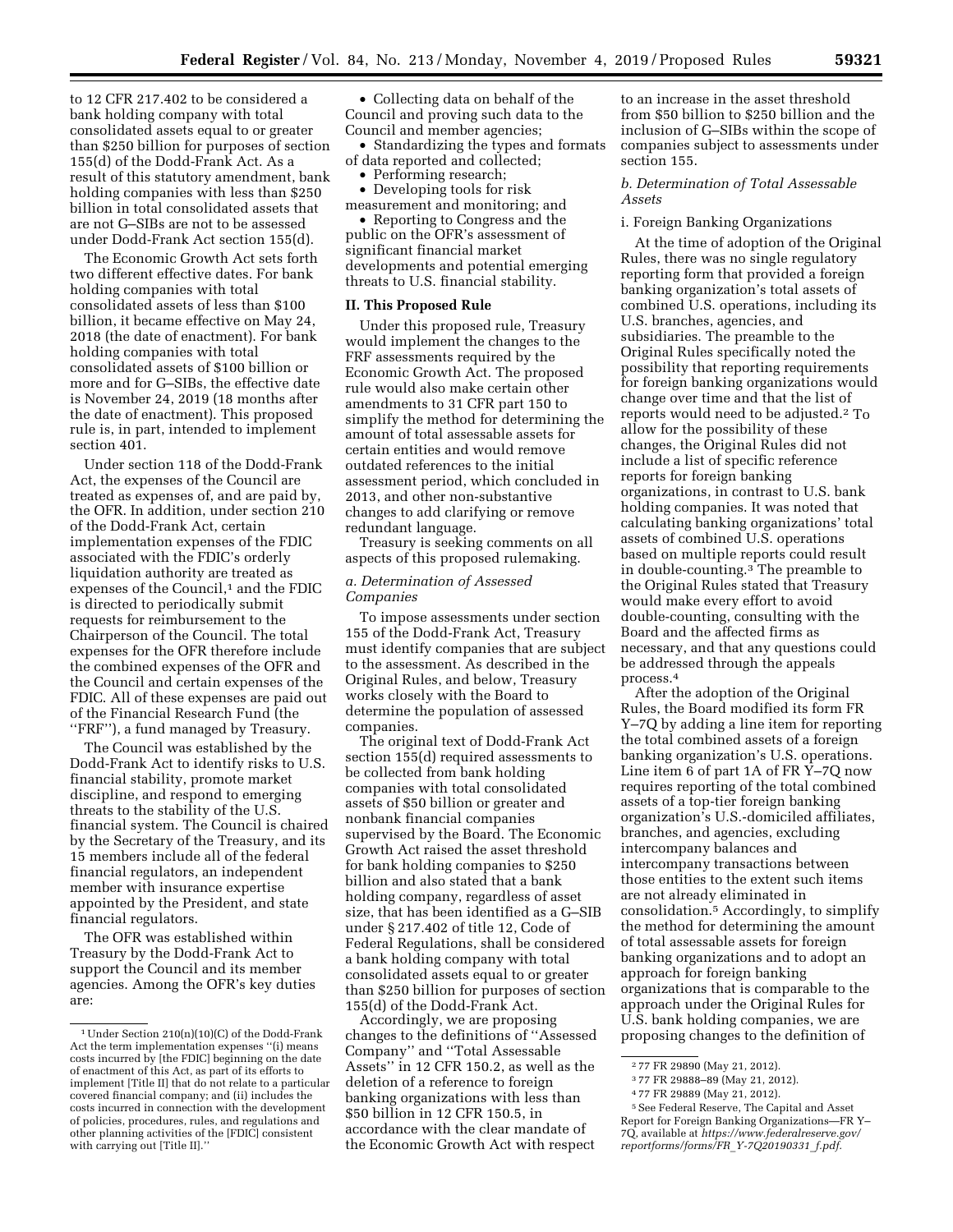to 12 CFR 217.402 to be considered a bank holding company with total consolidated assets equal to or greater than $250 billion for purposes of section 155(d) of the Dodd-Frank Act. As a result of this statutory amendment, bank holding companies with less than $250 billion in total consolidated assets that are not G–SIBs are not to be assessed under Dodd-Frank Act section 155(d).

The Economic Growth Act sets forth two different effective dates. For bank holding companies with total consolidated assets of less than $100 billion, it became effective on May 24, 2018 (the date of enactment). For bank holding companies with total consolidated assets of $100 billion or more and for G–SIBs, the effective date is November 24, 2019 (18 months after the date of enactment). This proposed rule is, in part, intended to implement section 401.

Under section 118 of the Dodd-Frank Act, the expenses of the Council are treated as expenses of, and are paid by, the OFR. In addition, under section 210 of the Dodd-Frank Act, certain implementation expenses of the FDIC associated with the FDIC's orderly liquidation authority are treated as expenses of the Council,[1] and the FDIC is directed to periodically submit requests for reimbursement to the Chairperson of the Council. The total expenses for the OFR therefore include the combined expenses of the OFR and the Council and certain expenses of the FDIC. All of these expenses are paid out of the Financial Research Fund (the ''FRF''), a fund managed by Treasury.

The Council was established by the Dodd-Frank Act to identify risks to U.S. financial stability, promote market discipline, and respond to emerging threats to the stability of the U.S. financial system. The Council is chaired by the Secretary of the Treasury, and its 15 members include all of the federal financial regulators, an independent member with insurance expertise appointed by the President, and state financial regulators.

The OFR was established within Treasury by the Dodd-Frank Act to support the Council and its member agencies. Among the OFR's key duties are:

- Collecting data on behalf of the Council and proving such data to the Council and member agencies;
- Standardizing the types and formats of data reported and collected;
- Performing research;
- Developing tools for risk measurement and monitoring; and
- Reporting to Congress and the public on the OFR's assessment of significant financial market developments and potential emerging threats to U.S. financial stability.

## II. This Proposed Rule

Under this proposed rule, Treasury would implement the changes to the FRF assessments required by the Economic Growth Act. The proposed rule would also make certain other amendments to 31 CFR part 150 to simplify the method for determining the amount of total assessable assets for certain entities and would remove outdated references to the initial assessment period, which concluded in 2013, and other non-substantive changes to add clarifying or remove redundant language.

Treasury is seeking comments on all aspects of this proposed rulemaking.

### *a. Determination of Assessed Companies*

To impose assessments under section 155 of the Dodd-Frank Act, Treasury must identify companies that are subject to the assessment. As described in the Original Rules, and below, Treasury works closely with the Board to determine the population of assessed companies.

The original text of Dodd-Frank Act section 155(d) required assessments to be collected from bank holding companies with total consolidated assets of $50 billion or greater and nonbank financial companies supervised by the Board. The Economic Growth Act raised the asset threshold for bank holding companies to $250 billion and also stated that a bank holding company, regardless of asset size, that has been identified as a G–SIB under § 217.402 of title 12, Code of Federal Regulations, shall be considered a bank holding company with total consolidated assets equal to or greater than $250 billion for purposes of section 155(d) of the Dodd-Frank Act.

Accordingly, we are proposing changes to the definitions of ''Assessed Company'' and ''Total Assessable Assets'' in 12 CFR 150.2, as well as the deletion of a reference to foreign banking organizations with less than $50 billion in 12 CFR 150.5, in accordance with the clear mandate of the Economic Growth Act with respect to an increase in the asset threshold from $50 billion to $250 billion and the inclusion of G–SIBs within the scope of companies subject to assessments under section 155.

### *b. Determination of Total Assessable Assets*

i. Foreign Banking Organizations

At the time of adoption of the Original Rules, there was no single regulatory reporting form that provided a foreign banking organization's total assets of combined U.S. operations, including its U.S. branches, agencies, and subsidiaries. The preamble to the Original Rules specifically noted the possibility that reporting requirements for foreign banking organizations would change over time and that the list of reports would need to be adjusted.[2] To allow for the possibility of these changes, the Original Rules did not include a list of specific reference reports for foreign banking organizations, in contrast to U.S. bank holding companies. It was noted that calculating banking organizations' total assets of combined U.S. operations based on multiple reports could result in double-counting.[3] The preamble to the Original Rules stated that Treasury would make every effort to avoid double-counting, consulting with the Board and the affected firms as necessary, and that any questions could be addressed through the appeals process.[4]

After the adoption of the Original Rules, the Board modified its form FR Y–7Q by adding a line item for reporting the total combined assets of a foreign banking organization's U.S. operations. Line item 6 of part 1A of FR Y–7Q now requires reporting of the total combined assets of a top-tier foreign banking organization's U.S.-domiciled affiliates, branches, and agencies, excluding intercompany balances and intercompany transactions between those entities to the extent such items are not already eliminated in consolidation.[5] Accordingly, to simplify the method for determining the amount of total assessable assets for foreign banking organizations and to adopt an approach for foreign banking organizations that is comparable to the approach under the Original Rules for U.S. bank holding companies, we are proposing changes to the definition of

---

[1] Under Section 210(n)(10)(C) of the Dodd-Frank Act the term implementation expenses ''(i) means costs incurred by [the FDIC] beginning on the date of enactment of this Act, as part of its efforts to implement [Title II] that do not relate to a particular covered financial company; and (ii) includes the costs incurred in connection with the development of policies, procedures, rules, and regulations and other planning activities of the [FDIC] consistent with carrying out [Title II].''

[2] 77 FR 29890 (May 21, 2012).

[3] 77 FR 29888–89 (May 21, 2012).

[4] 77 FR 29889 (May 21, 2012).

[5] See Federal Reserve, The Capital and Asset Report for Foreign Banking Organizations—FR Y–7Q, available at *https://www.federalreserve.gov/reportforms/forms/FR_Y-7Q20190331_f.pdf*.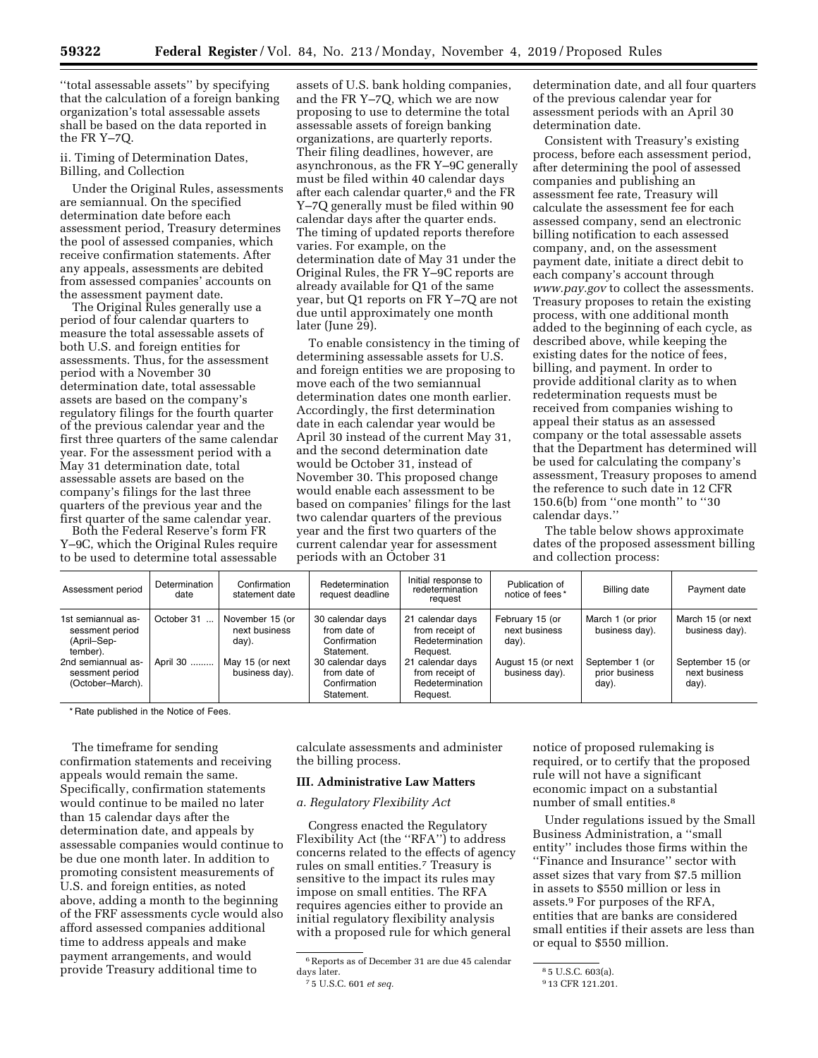''total assessable assets'' by specifying that the calculation of a foreign banking organization's total assessable assets shall be based on the data reported in the FR Y–7Q.

ii. Timing of Determination Dates, Billing, and Collection

Under the Original Rules, assessments are semiannual. On the specified determination date before each assessment period, Treasury determines the pool of assessed companies, which receive confirmation statements. After any appeals, assessments are debited from assessed companies' accounts on the assessment payment date.

The Original Rules generally use a period of four calendar quarters to measure the total assessable assets of both U.S. and foreign entities for assessments. Thus, for the assessment period with a November 30 determination date, total assessable assets are based on the company's regulatory filings for the fourth quarter of the previous calendar year and the first three quarters of the same calendar year. For the assessment period with a May 31 determination date, total assessable assets are based on the company's filings for the last three quarters of the previous year and the first quarter of the same calendar year.

Both the Federal Reserve's form FR Y–9C, which the Original Rules require to be used to determine total assessable assets of U.S. bank holding companies, and the FR Y–7Q, which we are now proposing to use to determine the total assessable assets of foreign banking organizations, are quarterly reports. Their filing deadlines, however, are asynchronous, as the FR Y–9C generally must be filed within 40 calendar days after each calendar quarter,[6] and the FR Y–7Q generally must be filed within 90 calendar days after the quarter ends. The timing of updated reports therefore varies. For example, on the determination date of May 31 under the Original Rules, the FR Y–9C reports are already available for Q1 of the same year, but Q1 reports on FR Y–7Q are not due until approximately one month later (June 29).

To enable consistency in the timing of determining assessable assets for U.S. and foreign entities we are proposing to move each of the two semiannual determination dates one month earlier. Accordingly, the first determination date in each calendar year would be April 30 instead of the current May 31, and the second determination date would be October 31, instead of November 30. This proposed change would enable each assessment to be based on companies' filings for the last two calendar quarters of the previous year and the first two quarters of the current calendar year for assessment periods with an October 31 determination date, and all four quarters of the previous calendar year for assessment periods with an April 30 determination date.

Consistent with Treasury's existing process, before each assessment period, after determining the pool of assessed companies and publishing an assessment fee rate, Treasury will calculate the assessment fee for each assessed company, send an electronic billing notification to each assessed company, and, on the assessment payment date, initiate a direct debit to each company's account through *www.pay.gov* to collect the assessments. Treasury proposes to retain the existing process, with one additional month added to the beginning of each cycle, as described above, while keeping the existing dates for the notice of fees, billing, and payment. In order to provide additional clarity as to when redetermination requests must be received from companies wishing to appeal their status as an assessed company or the total assessable assets that the Department has determined will be used for calculating the company's assessment, Treasury proposes to amend the reference to such date in 12 CFR 150.6(b) from ''one month'' to ''30 calendar days.''

The table below shows approximate dates of the proposed assessment billing and collection process:

| Assessment period | Determination date | Confirmation statement date | Redetermination request deadline | Initial response to redetermination request | Publication of notice of fees* | Billing date | Payment date |
|---|---|---|---|---|---|---|---|
| 1st semiannual assessment period (April–September). | October 31 | November 15 (or next business day). | 30 calendar days from date of Confirmation Statement. | 21 calendar days from receipt of Redetermination Request. | February 15 (or next business day). | March 1 (or prior business day). | March 15 (or next business day). |
| 2nd semiannual assessment period (October–March). | April 30 | May 15 (or next business day). | 30 calendar days from date of Confirmation Statement. | 21 calendar days from receipt of Redetermination Request. | August 15 (or next business day). | September 1 (or prior business day). | September 15 (or next business day). |

\* Rate published in the Notice of Fees.

The timeframe for sending confirmation statements and receiving appeals would remain the same. Specifically, confirmation statements would continue to be mailed no later than 15 calendar days after the determination date, and appeals by assessable companies would continue to be due one month later. In addition to promoting consistent measurements of U.S. and foreign entities, as noted above, adding a month to the beginning of the FRF assessments cycle would also afford assessed companies additional time to address appeals and make payment arrangements, and would provide Treasury additional time to calculate assessments and administer the billing process.

## III. Administrative Law Matters

### *a. Regulatory Flexibility Act*

Congress enacted the Regulatory Flexibility Act (the ''RFA'') to address concerns related to the effects of agency rules on small entities.[7] Treasury is sensitive to the impact its rules may impose on small entities. The RFA requires agencies either to provide an initial regulatory flexibility analysis with a proposed rule for which general notice of proposed rulemaking is required, or to certify that the proposed rule will not have a significant economic impact on a substantial number of small entities.[8]

Under regulations issued by the Small Business Administration, a ''small entity'' includes those firms within the ''Finance and Insurance'' sector with asset sizes that vary from $7.5 million in assets to $550 million or less in assets.[9] For purposes of the RFA, entities that are banks are considered small entities if their assets are less than or equal to $550 million.

[6] Reports as of December 31 are due 45 calendar days later.

[7] 5 U.S.C. 601 *et seq.*

[8] 5 U.S.C. 603(a).

[9] 13 CFR 121.201.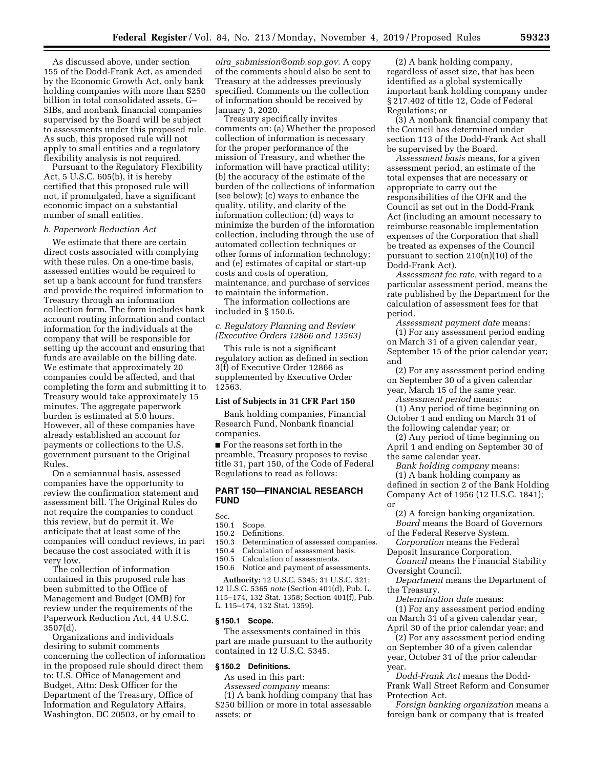As discussed above, under section 155 of the Dodd-Frank Act, as amended by the Economic Growth Act, only bank holding companies with more than $250 billion in total consolidated assets, G–SIBs, and nonbank financial companies supervised by the Board will be subject to assessments under this proposed rule. As such, this proposed rule will not apply to small entities and a regulatory flexibility analysis is not required.

Pursuant to the Regulatory Flexibility Act, 5 U.S.C. 605(b), it is hereby certified that this proposed rule will not, if promulgated, have a significant economic impact on a substantial number of small entities.

### *b. Paperwork Reduction Act*

We estimate that there are certain direct costs associated with complying with these rules. On a one-time basis, assessed entities would be required to set up a bank account for fund transfers and provide the required information to Treasury through an information collection form. The form includes bank account routing information and contact information for the individuals at the company that will be responsible for setting up the account and ensuring that funds are available on the billing date. We estimate that approximately 20 companies could be affected, and that completing the form and submitting it to Treasury would take approximately 15 minutes. The aggregate paperwork burden is estimated at 5.0 hours. However, all of these companies have already established an account for payments or collections to the U.S. government pursuant to the Original Rules.

On a semiannual basis, assessed companies have the opportunity to review the confirmation statement and assessment bill. The Original Rules do not require the companies to conduct this review, but do permit it. We anticipate that at least some of the companies will conduct reviews, in part because the cost associated with it is very low.

The collection of information contained in this proposed rule has been submitted to the Office of Management and Budget (OMB) for review under the requirements of the Paperwork Reduction Act, 44 U.S.C. 3507(d).

Organizations and individuals desiring to submit comments concerning the collection of information in the proposed rule should direct them to: U.S. Office of Management and Budget, Attn: Desk Officer for the Department of the Treasury, Office of Information and Regulatory Affairs, Washington, DC 20503, or by email to *oira_submission@omb.eop.gov.* A copy of the comments should also be sent to Treasury at the addresses previously specified. Comments on the collection of information should be received by January 3, 2020.

Treasury specifically invites comments on: (a) Whether the proposed collection of information is necessary for the proper performance of the mission of Treasury, and whether the information will have practical utility; (b) the accuracy of the estimate of the burden of the collections of information (see below); (c) ways to enhance the quality, utility, and clarity of the information collection; (d) ways to minimize the burden of the information collection, including through the use of automated collection techniques or other forms of information technology; and (e) estimates of capital or start-up costs and costs of operation, maintenance, and purchase of services to maintain the information.

The information collections are included in § 150.6.

### *c. Regulatory Planning and Review (Executive Orders 12866 and 13563)*

This rule is not a significant regulatory action as defined in section 3(f) of Executive Order 12866 as supplemented by Executive Order 12563.

### List of Subjects in 31 CFR Part 150

Bank holding companies, Financial Research Fund, Nonbank financial companies.

■ For the reasons set forth in the preamble, Treasury proposes to revise title 31, part 150, of the Code of Federal Regulations to read as follows:

## PART 150—FINANCIAL RESEARCH FUND

Sec.
150.1 Scope.
150.2 Definitions.
150.3 Determination of assessed companies.
150.4 Calculation of assessment basis.
150.5 Calculation of assessments.
150.6 Notice and payment of assessments.

**Authority:** 12 U.S.C. 5345; 31 U.S.C. 321; 12 U.S.C. 5365 *note* (Section 401(d), Pub. L. 115–174, 132 Stat. 1358; Section 401(f), Pub. L. 115–174, 132 Stat. 1359).

### § 150.1 Scope.

The assessments contained in this part are made pursuant to the authority contained in 12 U.S.C. 5345.

### § 150.2 Definitions.

As used in this part:

*Assessed company* means:

(1) A bank holding company that has $250 billion or more in total assessable assets; or

(2) A bank holding company, regardless of asset size, that has been identified as a global systemically important bank holding company under § 217.402 of title 12, Code of Federal Regulations; or

(3) A nonbank financial company that the Council has determined under section 113 of the Dodd-Frank Act shall be supervised by the Board.

*Assessment basis* means, for a given assessment period, an estimate of the total expenses that are necessary or appropriate to carry out the responsibilities of the OFR and the Council as set out in the Dodd-Frank Act (including an amount necessary to reimburse reasonable implementation expenses of the Corporation that shall be treated as expenses of the Council pursuant to section 210(n)(10) of the Dodd-Frank Act).

*Assessment fee rate,* with regard to a particular assessment period, means the rate published by the Department for the calculation of assessment fees for that period.

*Assessment payment date* means:

(1) For any assessment period ending on March 31 of a given calendar year, September 15 of the prior calendar year; and

(2) For any assessment period ending on September 30 of a given calendar year, March 15 of the same year.

*Assessment period* means:

(1) Any period of time beginning on October 1 and ending on March 31 of the following calendar year; or

(2) Any period of time beginning on April 1 and ending on September 30 of the same calendar year.

*Bank holding company* means:

(1) A bank holding company as defined in section 2 of the Bank Holding Company Act of 1956 (12 U.S.C. 1841); or

(2) A foreign banking organization.

*Board* means the Board of Governors of the Federal Reserve System.

*Corporation* means the Federal Deposit Insurance Corporation.

*Council* means the Financial Stability Oversight Council.

*Department* means the Department of the Treasury.

*Determination date* means:

(1) For any assessment period ending on March 31 of a given calendar year, April 30 of the prior calendar year; and

(2) For any assessment period ending on September 30 of a given calendar year, October 31 of the prior calendar year.

*Dodd-Frank Act* means the Dodd-Frank Wall Street Reform and Consumer Protection Act.

*Foreign banking organization* means a foreign bank or company that is treated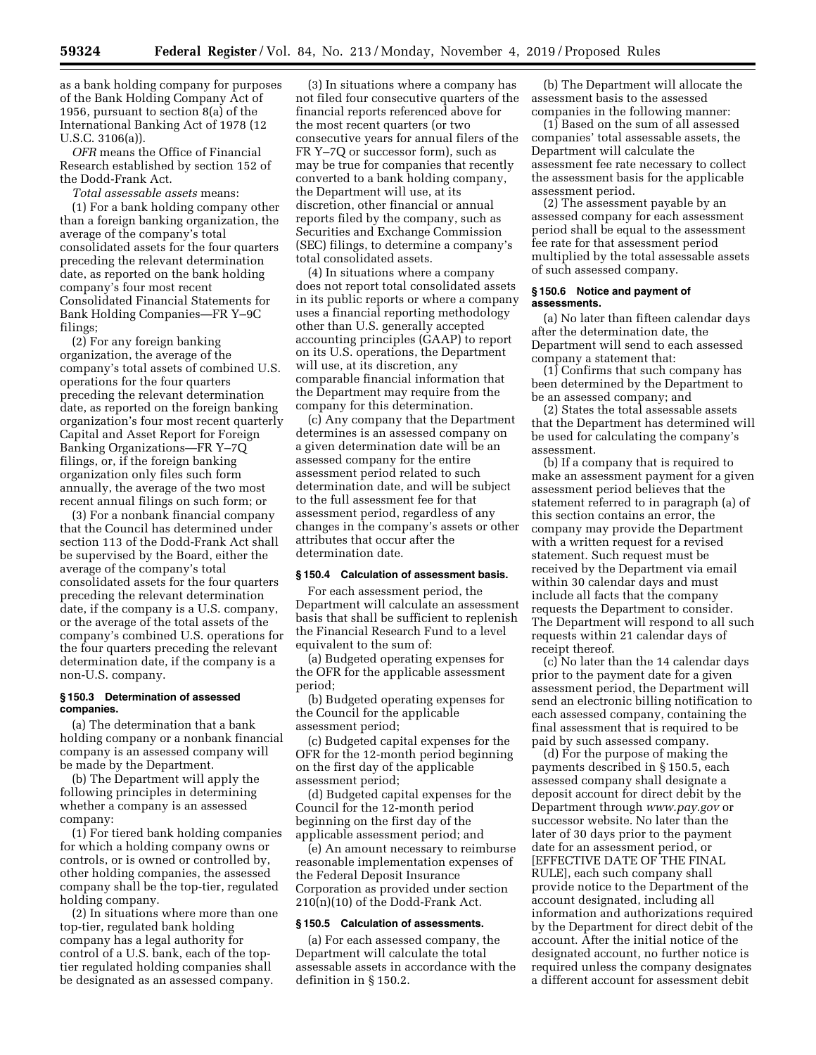as a bank holding company for purposes of the Bank Holding Company Act of 1956, pursuant to section 8(a) of the International Banking Act of 1978 (12 U.S.C. 3106(a)).

*OFR* means the Office of Financial Research established by section 152 of the Dodd-Frank Act.

*Total assessable assets* means:

(1) For a bank holding company other than a foreign banking organization, the average of the company's total consolidated assets for the four quarters preceding the relevant determination date, as reported on the bank holding company's four most recent Consolidated Financial Statements for Bank Holding Companies—FR Y–9C filings;

(2) For any foreign banking organization, the average of the company's total assets of combined U.S. operations for the four quarters preceding the relevant determination date, as reported on the foreign banking organization's four most recent quarterly Capital and Asset Report for Foreign Banking Organizations—FR Y–7Q filings, or, if the foreign banking organization only files such form annually, the average of the two most recent annual filings on such form; or

(3) For a nonbank financial company that the Council has determined under section 113 of the Dodd-Frank Act shall be supervised by the Board, either the average of the company's total consolidated assets for the four quarters preceding the relevant determination date, if the company is a U.S. company, or the average of the total assets of the company's combined U.S. operations for the four quarters preceding the relevant determination date, if the company is a non-U.S. company.

### § 150.3 Determination of assessed companies.

(a) The determination that a bank holding company or a nonbank financial company is an assessed company will be made by the Department.

(b) The Department will apply the following principles in determining whether a company is an assessed company:

(1) For tiered bank holding companies for which a holding company owns or controls, or is owned or controlled by, other holding companies, the assessed company shall be the top-tier, regulated holding company.

(2) In situations where more than one top-tier, regulated bank holding company has a legal authority for control of a U.S. bank, each of the top-tier regulated holding companies shall be designated as an assessed company.

(3) In situations where a company has not filed four consecutive quarters of the financial reports referenced above for the most recent quarters (or two consecutive years for annual filers of the FR Y–7Q or successor form), such as may be true for companies that recently converted to a bank holding company, the Department will use, at its discretion, other financial or annual reports filed by the company, such as Securities and Exchange Commission (SEC) filings, to determine a company's total consolidated assets.

(4) In situations where a company does not report total consolidated assets in its public reports or where a company uses a financial reporting methodology other than U.S. generally accepted accounting principles (GAAP) to report on its U.S. operations, the Department will use, at its discretion, any comparable financial information that the Department may require from the company for this determination.

(c) Any company that the Department determines is an assessed company on a given determination date will be an assessed company for the entire assessment period related to such determination date, and will be subject to the full assessment fee for that assessment period, regardless of any changes in the company's assets or other attributes that occur after the determination date.

### § 150.4 Calculation of assessment basis.

For each assessment period, the Department will calculate an assessment basis that shall be sufficient to replenish the Financial Research Fund to a level equivalent to the sum of:

(a) Budgeted operating expenses for the OFR for the applicable assessment period;

(b) Budgeted operating expenses for the Council for the applicable assessment period;

(c) Budgeted capital expenses for the OFR for the 12-month period beginning on the first day of the applicable assessment period;

(d) Budgeted capital expenses for the Council for the 12-month period beginning on the first day of the applicable assessment period; and

(e) An amount necessary to reimburse reasonable implementation expenses of the Federal Deposit Insurance Corporation as provided under section 210(n)(10) of the Dodd-Frank Act.

### § 150.5 Calculation of assessments.

(a) For each assessed company, the Department will calculate the total assessable assets in accordance with the definition in § 150.2.

(b) The Department will allocate the assessment basis to the assessed companies in the following manner:

(1) Based on the sum of all assessed companies' total assessable assets, the Department will calculate the assessment fee rate necessary to collect the assessment basis for the applicable assessment period.

(2) The assessment payable by an assessed company for each assessment period shall be equal to the assessment fee rate for that assessment period multiplied by the total assessable assets of such assessed company.

### § 150.6 Notice and payment of assessments.

(a) No later than fifteen calendar days after the determination date, the Department will send to each assessed company a statement that:

(1) Confirms that such company has been determined by the Department to be an assessed company; and

(2) States the total assessable assets that the Department has determined will be used for calculating the company's assessment.

(b) If a company that is required to make an assessment payment for a given assessment period believes that the statement referred to in paragraph (a) of this section contains an error, the company may provide the Department with a written request for a revised statement. Such request must be received by the Department via email within 30 calendar days and must include all facts that the company requests the Department to consider. The Department will respond to all such requests within 21 calendar days of receipt thereof.

(c) No later than the 14 calendar days prior to the payment date for a given assessment period, the Department will send an electronic billing notification to each assessed company, containing the final assessment that is required to be paid by such assessed company.

(d) For the purpose of making the payments described in § 150.5, each assessed company shall designate a deposit account for direct debit by the Department through *www.pay.gov* or successor website. No later than the later of 30 days prior to the payment date for an assessment period, or [EFFECTIVE DATE OF THE FINAL RULE], each such company shall provide notice to the Department of the account designated, including all information and authorizations required by the Department for direct debit of the account. After the initial notice of the designated account, no further notice is required unless the company designates a different account for assessment debit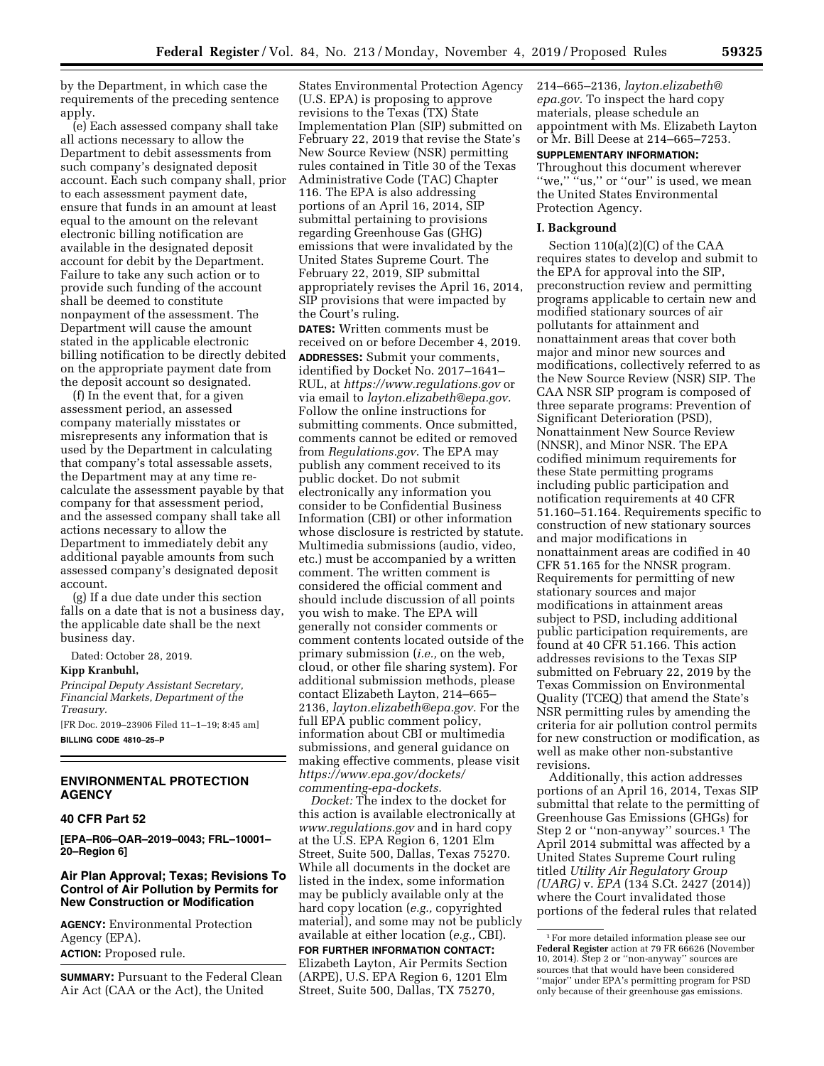by the Department, in which case the requirements of the preceding sentence apply.

(e) Each assessed company shall take all actions necessary to allow the Department to debit assessments from such company's designated deposit account. Each such company shall, prior to each assessment payment date, ensure that funds in an amount at least equal to the amount on the relevant electronic billing notification are available in the designated deposit account for debit by the Department. Failure to take any such action or to provide such funding of the account shall be deemed to constitute nonpayment of the assessment. The Department will cause the amount stated in the applicable electronic billing notification to be directly debited on the appropriate payment date from the deposit account so designated.

(f) In the event that, for a given assessment period, an assessed company materially misstates or misrepresents any information that is used by the Department in calculating that company's total assessable assets, the Department may at any time re-calculate the assessment payable by that company for that assessment period, and the assessed company shall take all actions necessary to allow the Department to immediately debit any additional payable amounts from such assessed company's designated deposit account.

(g) If a due date under this section falls on a date that is not a business day, the applicable date shall be the next business day.

Dated: October 28, 2019.

**Kipp Kranbuhl,**

*Principal Deputy Assistant Secretary, Financial Markets, Department of the Treasury.*

[FR Doc. 2019–23906 Filed 11–1–19; 8:45 am]

**BILLING CODE 4810–25–P**

## ENVIRONMENTAL PROTECTION AGENCY

### 40 CFR Part 52

**[EPA–R06–OAR–2019–0043; FRL–10001–20–Region 6]**

### Air Plan Approval; Texas; Revisions To Control of Air Pollution by Permits for New Construction or Modification

**AGENCY:** Environmental Protection Agency (EPA).

**ACTION:** Proposed rule.

**SUMMARY:** Pursuant to the Federal Clean Air Act (CAA or the Act), the United States Environmental Protection Agency (U.S. EPA) is proposing to approve revisions to the Texas (TX) State Implementation Plan (SIP) submitted on February 22, 2019 that revise the State's New Source Review (NSR) permitting rules contained in Title 30 of the Texas Administrative Code (TAC) Chapter 116. The EPA is also addressing portions of an April 16, 2014, SIP submittal pertaining to provisions regarding Greenhouse Gas (GHG) emissions that were invalidated by the United States Supreme Court. The February 22, 2019, SIP submittal appropriately revises the April 16, 2014, SIP provisions that were impacted by the Court's ruling.

**DATES:** Written comments must be received on or before December 4, 2019.

**ADDRESSES:** Submit your comments, identified by Docket No. 2017–1641–RUL, at *https://www.regulations.gov* or via email to *layton.elizabeth@epa.gov.* Follow the online instructions for submitting comments. Once submitted, comments cannot be edited or removed from *Regulations.gov*. The EPA may publish any comment received to its public docket. Do not submit electronically any information you consider to be Confidential Business Information (CBI) or other information whose disclosure is restricted by statute. Multimedia submissions (audio, video, etc.) must be accompanied by a written comment. The written comment is considered the official comment and should include discussion of all points you wish to make. The EPA will generally not consider comments or comment contents located outside of the primary submission (*i.e.,* on the web, cloud, or other file sharing system). For additional submission methods, please contact Elizabeth Layton, 214–665–2136, *layton.elizabeth@epa.gov.* For the full EPA public comment policy, information about CBI or multimedia submissions, and general guidance on making effective comments, please visit *https://www.epa.gov/dockets/commenting-epa-dockets.*

*Docket:* The index to the docket for this action is available electronically at *www.regulations.gov* and in hard copy at the U.S. EPA Region 6, 1201 Elm Street, Suite 500, Dallas, Texas 75270. While all documents in the docket are listed in the index, some information may be publicly available only at the hard copy location (*e.g.,* copyrighted material), and some may not be publicly available at either location (*e.g.,* CBI).

**FOR FURTHER INFORMATION CONTACT:** Elizabeth Layton, Air Permits Section (ARPE), U.S. EPA Region 6, 1201 Elm Street, Suite 500, Dallas, TX 75270, 214–665–2136, *layton.elizabeth@epa.gov.* To inspect the hard copy materials, please schedule an appointment with Ms. Elizabeth Layton or Mr. Bill Deese at 214–665–7253.

**SUPPLEMENTARY INFORMATION:** Throughout this document wherever "we," "us," or "our" is used, we mean the United States Environmental Protection Agency.

### I. Background

Section 110(a)(2)(C) of the CAA requires states to develop and submit to the EPA for approval into the SIP, preconstruction review and permitting programs applicable to certain new and modified stationary sources of air pollutants for attainment and nonattainment areas that cover both major and minor new sources and modifications, collectively referred to as the New Source Review (NSR) SIP. The CAA NSR SIP program is composed of three separate programs: Prevention of Significant Deterioration (PSD), Nonattainment New Source Review (NNSR), and Minor NSR. The EPA codified minimum requirements for these State permitting programs including public participation and notification requirements at 40 CFR 51.160–51.164. Requirements specific to construction of new stationary sources and major modifications in nonattainment areas are codified in 40 CFR 51.165 for the NNSR program. Requirements for permitting of new stationary sources and major modifications in attainment areas subject to PSD, including additional public participation requirements, are found at 40 CFR 51.166. This action addresses revisions to the Texas SIP submitted on February 22, 2019 by the Texas Commission on Environmental Quality (TCEQ) that amend the State's NSR permitting rules by amending the criteria for air pollution control permits for new construction or modification, as well as make other non-substantive revisions.

Additionally, this action addresses portions of an April 16, 2014, Texas SIP submittal that relate to the permitting of Greenhouse Gas Emissions (GHGs) for Step 2 or "non-anyway" sources.[1] The April 2014 submittal was affected by a United States Supreme Court ruling titled *Utility Air Regulatory Group (UARG)* v. *EPA* (134 S.Ct. 2427 (2014)) where the Court invalidated those portions of the federal rules that related

[1] For more detailed information please see our **Federal Register** action at 79 FR 66626 (November 10, 2014). Step 2 or "non-anyway" sources are sources that that would have been considered "major" under EPA's permitting program for PSD only because of their greenhouse gas emissions.